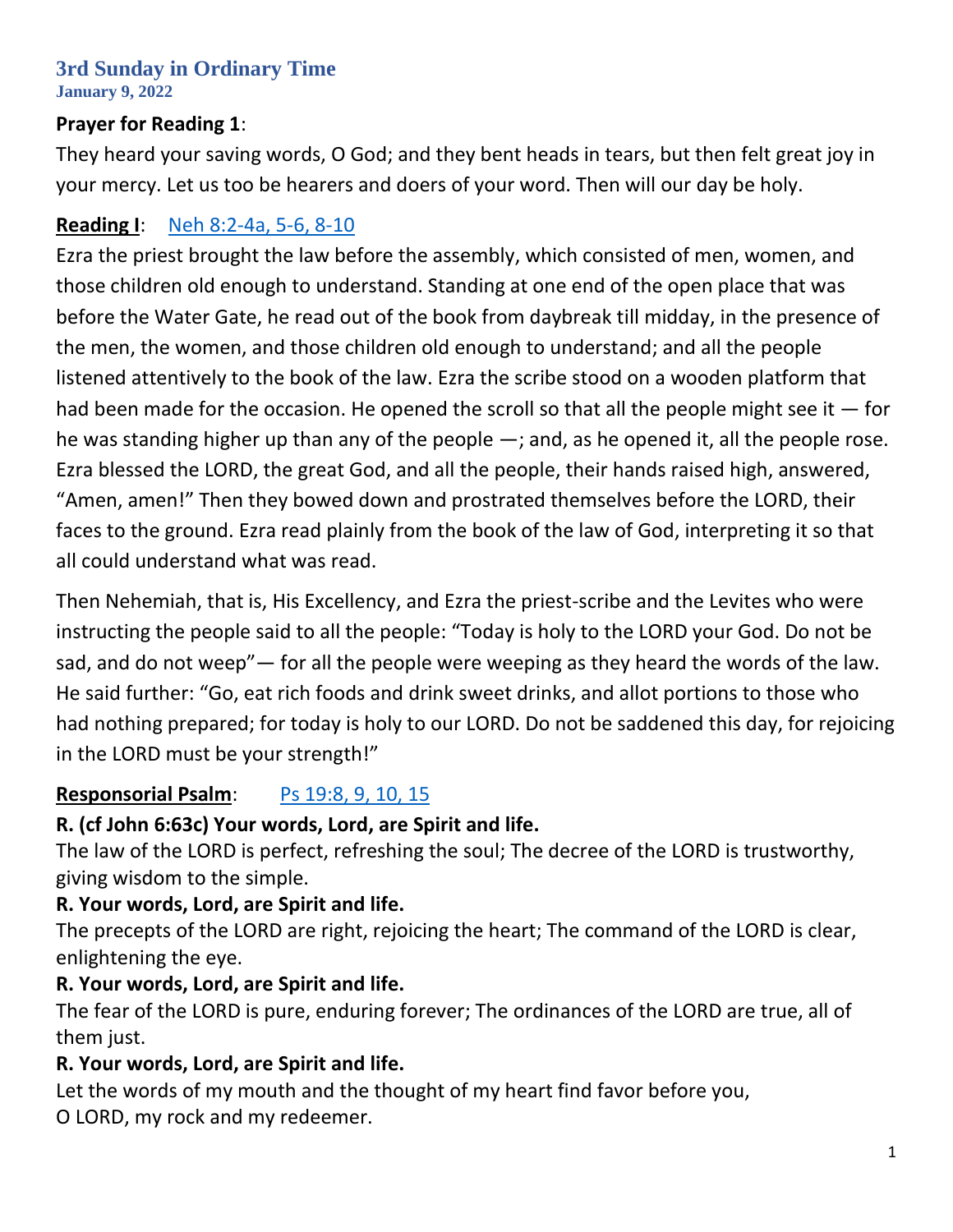# 3rd Sunday in Ordinary Time

**January 9, 2022**

**Prayer for Reading 1**:

They heard your saving words, O God; and they bent heads in tears, but then felt great joy in your mercy. Let us too be hearers and doers of your word. Then will our day be holy.

**Reading I**: [Neh 8:2-4a, 5-6, 8-10]

Ezra the priest brought the law before the assembly, which consisted of men, women, and those children old enough to understand. Standing at one end of the open place that was before the Water Gate, he read out of the book from daybreak till midday, in the presence of the men, the women, and those children old enough to understand; and all the people listened attentively to the book of the law. Ezra the scribe stood on a wooden platform that had been made for the occasion. He opened the scroll so that all the people might see it — for he was standing higher up than any of the people —; and, as he opened it, all the people rose. Ezra blessed the LORD, the great God, and all the people, their hands raised high, answered, "Amen, amen!" Then they bowed down and prostrated themselves before the LORD, their faces to the ground. Ezra read plainly from the book of the law of God, interpreting it so that all could understand what was read.

Then Nehemiah, that is, His Excellency, and Ezra the priest-scribe and the Levites who were instructing the people said to all the people: "Today is holy to the LORD your God. Do not be sad, and do not weep"— for all the people were weeping as they heard the words of the law. He said further: "Go, eat rich foods and drink sweet drinks, and allot portions to those who had nothing prepared; for today is holy to our LORD. Do not be saddened this day, for rejoicing in the LORD must be your strength!"

**Responsorial Psalm**: [Ps 19:8, 9, 10, 15]

**R. (cf John 6:63c) Your words, Lord, are Spirit and life.**

The law of the LORD is perfect, refreshing the soul; The decree of the LORD is trustworthy, giving wisdom to the simple.

**R. Your words, Lord, are Spirit and life.**

The precepts of the LORD are right, rejoicing the heart; The command of the LORD is clear, enlightening the eye.

**R. Your words, Lord, are Spirit and life.**

The fear of the LORD is pure, enduring forever; The ordinances of the LORD are true, all of them just.

**R. Your words, Lord, are Spirit and life.**

Let the words of my mouth and the thought of my heart find favor before you,
O LORD, my rock and my redeemer.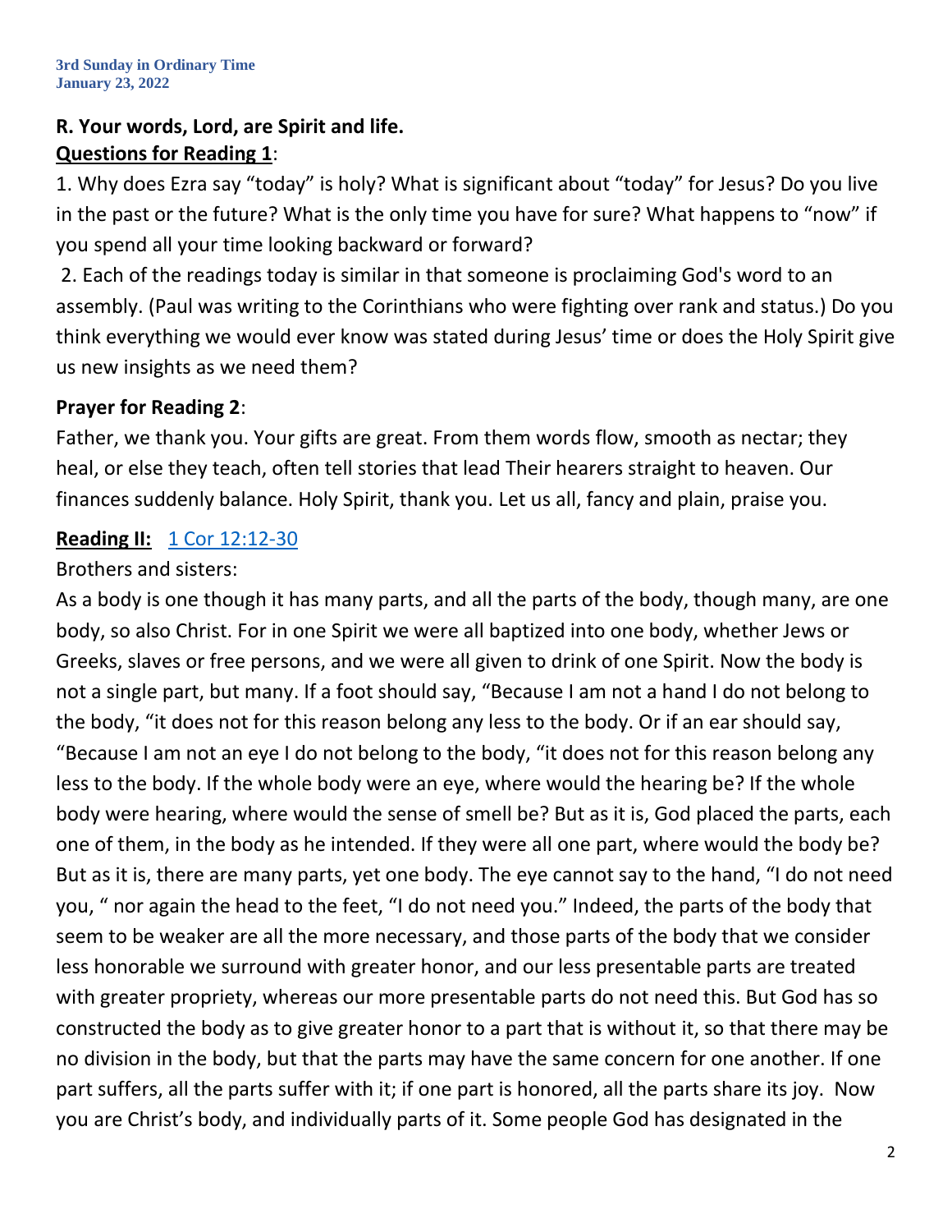**3rd Sunday in Ordinary Time**
**January 23, 2022**

**R. Your words, Lord, are Spirit and life.**

**Questions for Reading 1**:

1. Why does Ezra say "today" is holy? What is significant about "today" for Jesus? Do you live in the past or the future? What is the only time you have for sure? What happens to "now" if you spend all your time looking backward or forward?
2. Each of the readings today is similar in that someone is proclaiming God's word to an assembly. (Paul was writing to the Corinthians who were fighting over rank and status.) Do you think everything we would ever know was stated during Jesus' time or does the Holy Spirit give us new insights as we need them?

**Prayer for Reading 2**:

Father, we thank you. Your gifts are great. From them words flow, smooth as nectar; they heal, or else they teach, often tell stories that lead Their hearers straight to heaven. Our finances suddenly balance. Holy Spirit, thank you. Let us all, fancy and plain, praise you.

**Reading II:** 1 Cor 12:12-30

Brothers and sisters:

As a body is one though it has many parts, and all the parts of the body, though many, are one body, so also Christ. For in one Spirit we were all baptized into one body, whether Jews or Greeks, slaves or free persons, and we were all given to drink of one Spirit. Now the body is not a single part, but many. If a foot should say, "Because I am not a hand I do not belong to the body, "it does not for this reason belong any less to the body. Or if an ear should say, "Because I am not an eye I do not belong to the body, "it does not for this reason belong any less to the body. If the whole body were an eye, where would the hearing be? If the whole body were hearing, where would the sense of smell be? But as it is, God placed the parts, each one of them, in the body as he intended. If they were all one part, where would the body be? But as it is, there are many parts, yet one body. The eye cannot say to the hand, "I do not need you, " nor again the head to the feet, "I do not need you." Indeed, the parts of the body that seem to be weaker are all the more necessary, and those parts of the body that we consider less honorable we surround with greater honor, and our less presentable parts are treated with greater propriety, whereas our more presentable parts do not need this. But God has so constructed the body as to give greater honor to a part that is without it, so that there may be no division in the body, but that the parts may have the same concern for one another. If one part suffers, all the parts suffer with it; if one part is honored, all the parts share its joy. Now you are Christ's body, and individually parts of it. Some people God has designated in the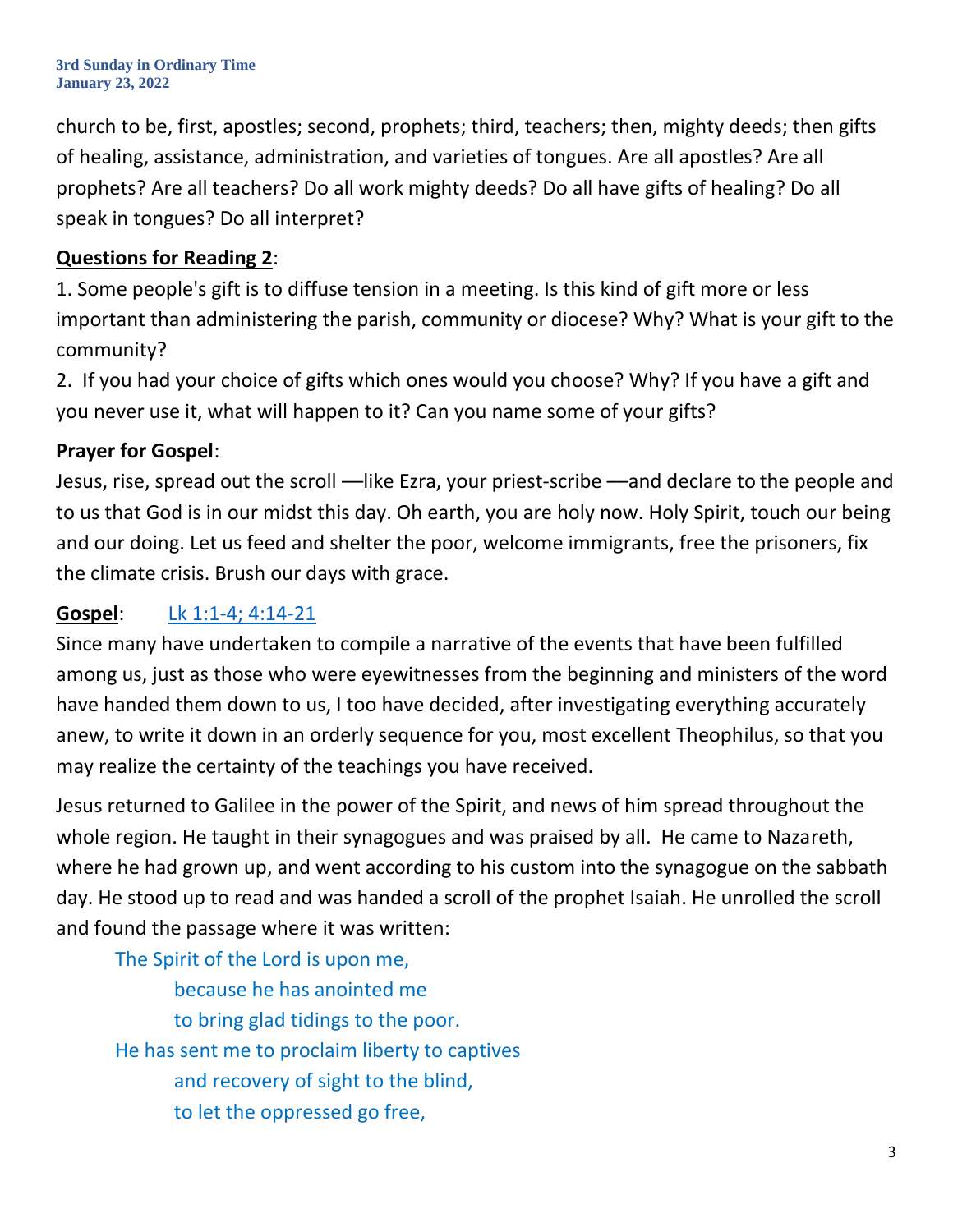church to be, first, apostles; second, prophets; third, teachers; then, mighty deeds; then gifts of healing, assistance, administration, and varieties of tongues. Are all apostles? Are all prophets? Are all teachers? Do all work mighty deeds? Do all have gifts of healing? Do all speak in tongues? Do all interpret?

**Questions for Reading 2**:

1. Some people's gift is to diffuse tension in a meeting. Is this kind of gift more or less important than administering the parish, community or diocese? Why? What is your gift to the community?
2. If you had your choice of gifts which ones would you choose? Why? If you have a gift and you never use it, what will happen to it? Can you name some of your gifts?

**Prayer for Gospel**:

Jesus, rise, spread out the scroll —like Ezra, your priest-scribe —and declare to the people and to us that God is in our midst this day. Oh earth, you are holy now. Holy Spirit, touch our being and our doing. Let us feed and shelter the poor, welcome immigrants, free the prisoners, fix the climate crisis. Brush our days with grace.

**Gospel**: Lk 1:1-4; 4:14-21

Since many have undertaken to compile a narrative of the events that have been fulfilled among us, just as those who were eyewitnesses from the beginning and ministers of the word have handed them down to us, I too have decided, after investigating everything accurately anew, to write it down in an orderly sequence for you, most excellent Theophilus, so that you may realize the certainty of the teachings you have received.

Jesus returned to Galilee in the power of the Spirit, and news of him spread throughout the whole region. He taught in their synagogues and was praised by all. He came to Nazareth, where he had grown up, and went according to his custom into the synagogue on the sabbath day. He stood up to read and was handed a scroll of the prophet Isaiah. He unrolled the scroll and found the passage where it was written:

> The Spirit of the Lord is upon me,
> because he has anointed me
> to bring glad tidings to the poor.
> He has sent me to proclaim liberty to captives
> and recovery of sight to the blind,
> to let the oppressed go free,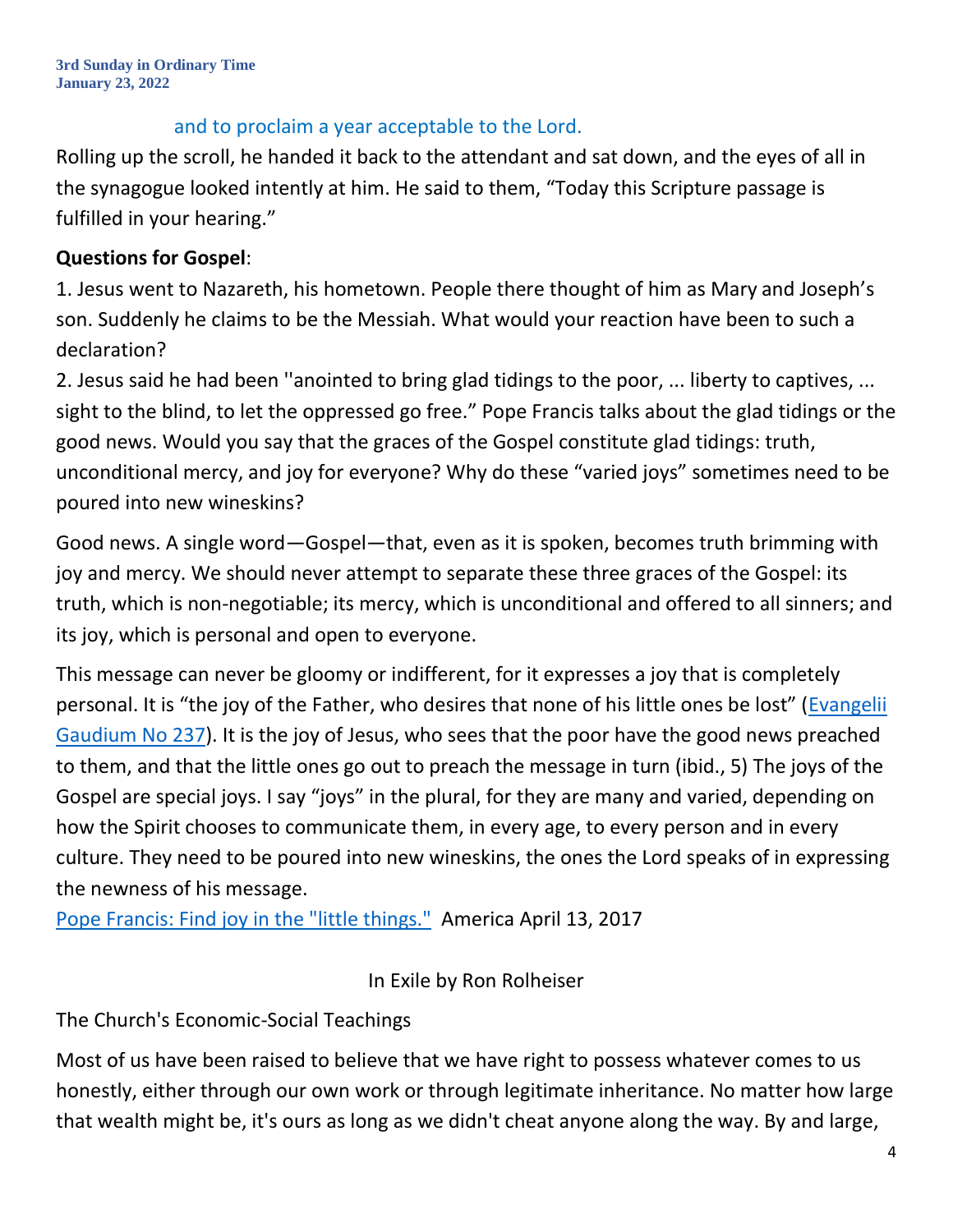and to proclaim a year acceptable to the Lord.

Rolling up the scroll, he handed it back to the attendant and sat down, and the eyes of all in the synagogue looked intently at him. He said to them, "Today this Scripture passage is fulfilled in your hearing."

**Questions for Gospel**:

1. Jesus went to Nazareth, his hometown. People there thought of him as Mary and Joseph's son. Suddenly he claims to be the Messiah. What would your reaction have been to such a declaration?
2. Jesus said he had been ''anointed to bring glad tidings to the poor, ... liberty to captives, ... sight to the blind, to let the oppressed go free." Pope Francis talks about the glad tidings or the good news. Would you say that the graces of the Gospel constitute glad tidings: truth, unconditional mercy, and joy for everyone? Why do these "varied joys" sometimes need to be poured into new wineskins?

Good news. A single word—Gospel—that, even as it is spoken, becomes truth brimming with joy and mercy. We should never attempt to separate these three graces of the Gospel: its truth, which is non-negotiable; its mercy, which is unconditional and offered to all sinners; and its joy, which is personal and open to everyone.

This message can never be gloomy or indifferent, for it expresses a joy that is completely personal. It is "the joy of the Father, who desires that none of his little ones be lost" (Evangelii Gaudium No 237). It is the joy of Jesus, who sees that the poor have the good news preached to them, and that the little ones go out to preach the message in turn (ibid., 5) The joys of the Gospel are special joys. I say "joys" in the plural, for they are many and varied, depending on how the Spirit chooses to communicate them, in every age, to every person and in every culture. They need to be poured into new wineskins, the ones the Lord speaks of in expressing the newness of his message.

Pope Francis: Find joy in the "little things." America April 13, 2017

In Exile by Ron Rolheiser

The Church's Economic-Social Teachings

Most of us have been raised to believe that we have right to possess whatever comes to us honestly, either through our own work or through legitimate inheritance. No matter how large that wealth might be, it's ours as long as we didn't cheat anyone along the way. By and large,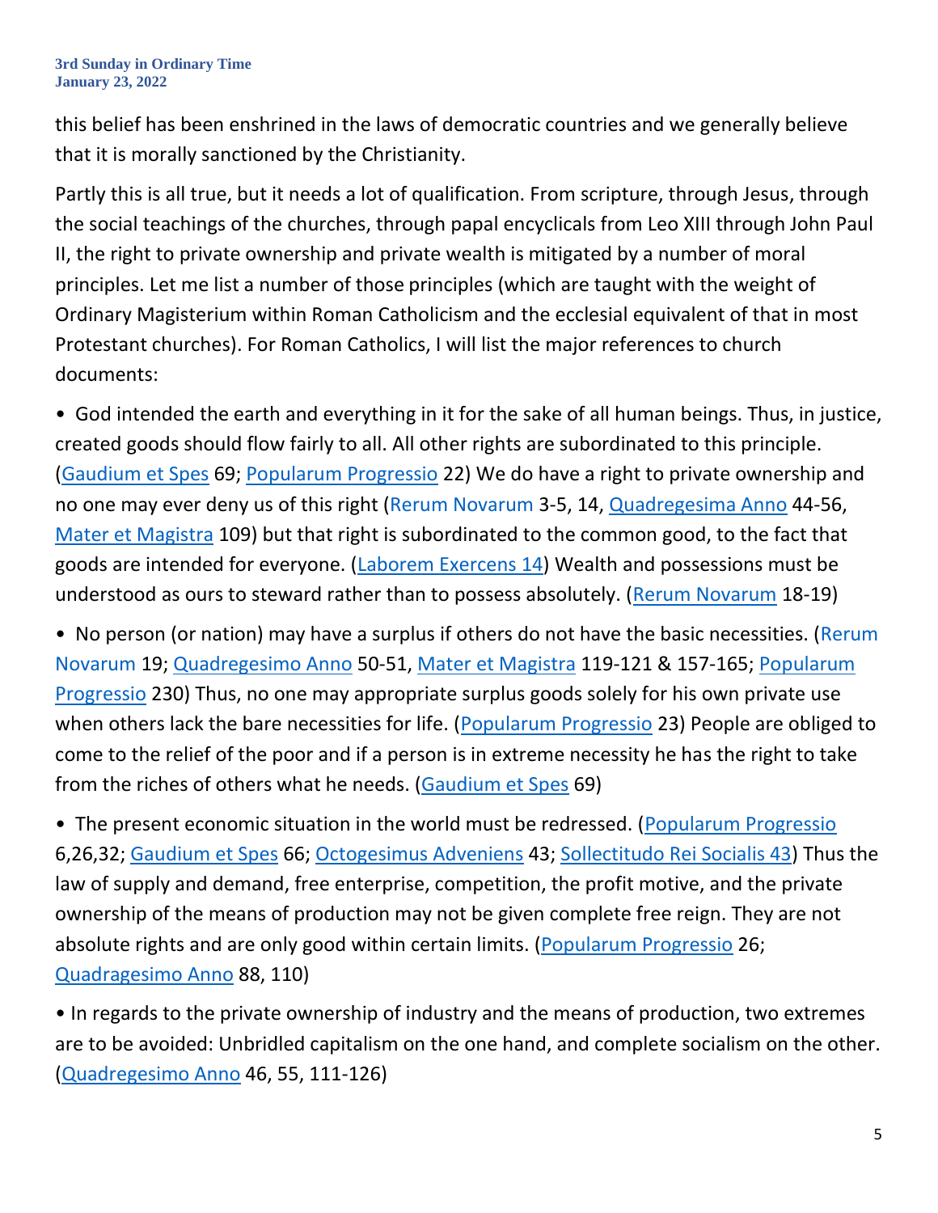this belief has been enshrined in the laws of democratic countries and we generally believe that it is morally sanctioned by the Christianity.

Partly this is all true, but it needs a lot of qualification. From scripture, through Jesus, through the social teachings of the churches, through papal encyclicals from Leo XIII through John Paul II, the right to private ownership and private wealth is mitigated by a number of moral principles. Let me list a number of those principles (which are taught with the weight of Ordinary Magisterium within Roman Catholicism and the ecclesial equivalent of that in most Protestant churches). For Roman Catholics, I will list the major references to church documents:

- God intended the earth and everything in it for the sake of all human beings. Thus, in justice, created goods should flow fairly to all. All other rights are subordinated to this principle. (Gaudium et Spes 69; Populareum Progressio 22) We do have a right to private ownership and no one may ever deny us of this right (Rerum Novarum 3-5, 14, Quadregesima Anno 44-56, Mater et Magistra 109) but that right is subordinated to the common good, to the fact that goods are intended for everyone. (Laborem Exercens 14) Wealth and possessions must be understood as ours to steward rather than to possess absolutely. (Rerum Novarum 18-19)

- No person (or nation) may have a surplus if others do not have the basic necessities. (Rerum Novarum 19; Quadregesimo Anno 50-51, Mater et Magistra 119-121 & 157-165; Popularum Progressio 230) Thus, no one may appropriate surplus goods solely for his own private use when others lack the bare necessities for life. (Popularum Progressio 23) People are obliged to come to the relief of the poor and if a person is in extreme necessity he has the right to take from the riches of others what he needs. (Gaudium et Spes 69)

- The present economic situation in the world must be redressed. (Popularum Progressio 6,26,32; Gaudium et Spes 66; Octogesimus Adveniens 43; Sollectitudo Rei Socialis 43) Thus the law of supply and demand, free enterprise, competition, the profit motive, and the private ownership of the means of production may not be given complete free reign. They are not absolute rights and are only good within certain limits. (Popularum Progressio 26; Quadragesimo Anno 88, 110)

- In regards to the private ownership of industry and the means of production, two extremes are to be avoided: Unbridled capitalism on the one hand, and complete socialism on the other. (Quadregesimo Anno 46, 55, 111-126)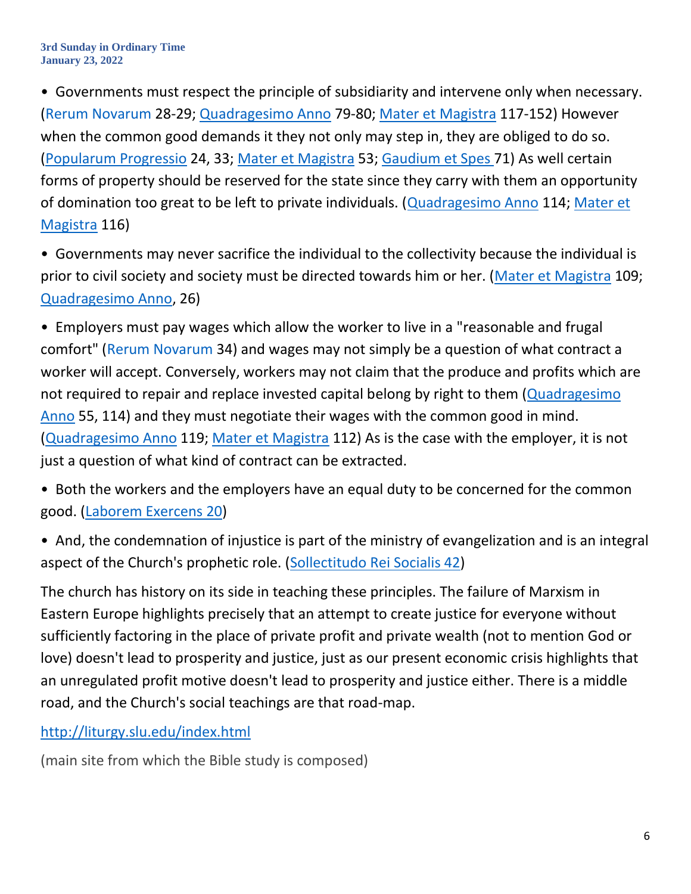• Governments must respect the principle of subsidiarity and intervene only when necessary. (Rerum Novarum 28-29; Quadragesimo Anno 79-80; Mater et Magistra 117-152) However when the common good demands it they not only may step in, they are obliged to do so. (Popularum Progressio 24, 33; Mater et Magistra 53; Gaudium et Spes 71) As well certain forms of property should be reserved for the state since they carry with them an opportunity of domination too great to be left to private individuals. (Quadragesimo Anno 114; Mater et Magistra 116)

• Governments may never sacrifice the individual to the collectivity because the individual is prior to civil society and society must be directed towards him or her. (Mater et Magistra 109; Quadragesimo Anno, 26)

• Employers must pay wages which allow the worker to live in a "reasonable and frugal comfort" (Rerum Novarum 34) and wages may not simply be a question of what contract a worker will accept. Conversely, workers may not claim that the produce and profits which are not required to repair and replace invested capital belong by right to them (Quadragesimo Anno 55, 114) and they must negotiate their wages with the common good in mind. (Quadragesimo Anno 119; Mater et Magistra 112) As is the case with the employer, it is not just a question of what kind of contract can be extracted.

• Both the workers and the employers have an equal duty to be concerned for the common good. (Laborem Exercens 20)

• And, the condemnation of injustice is part of the ministry of evangelization and is an integral aspect of the Church's prophetic role. (Sollectitudo Rei Socialis 42)

The church has history on its side in teaching these principles. The failure of Marxism in Eastern Europe highlights precisely that an attempt to create justice for everyone without sufficiently factoring in the place of private profit and private wealth (not to mention God or love) doesn't lead to prosperity and justice, just as our present economic crisis highlights that an unregulated profit motive doesn't lead to prosperity and justice either. There is a middle road, and the Church's social teachings are that road-map.

http://liturgy.slu.edu/index.html

(main site from which the Bible study is composed)